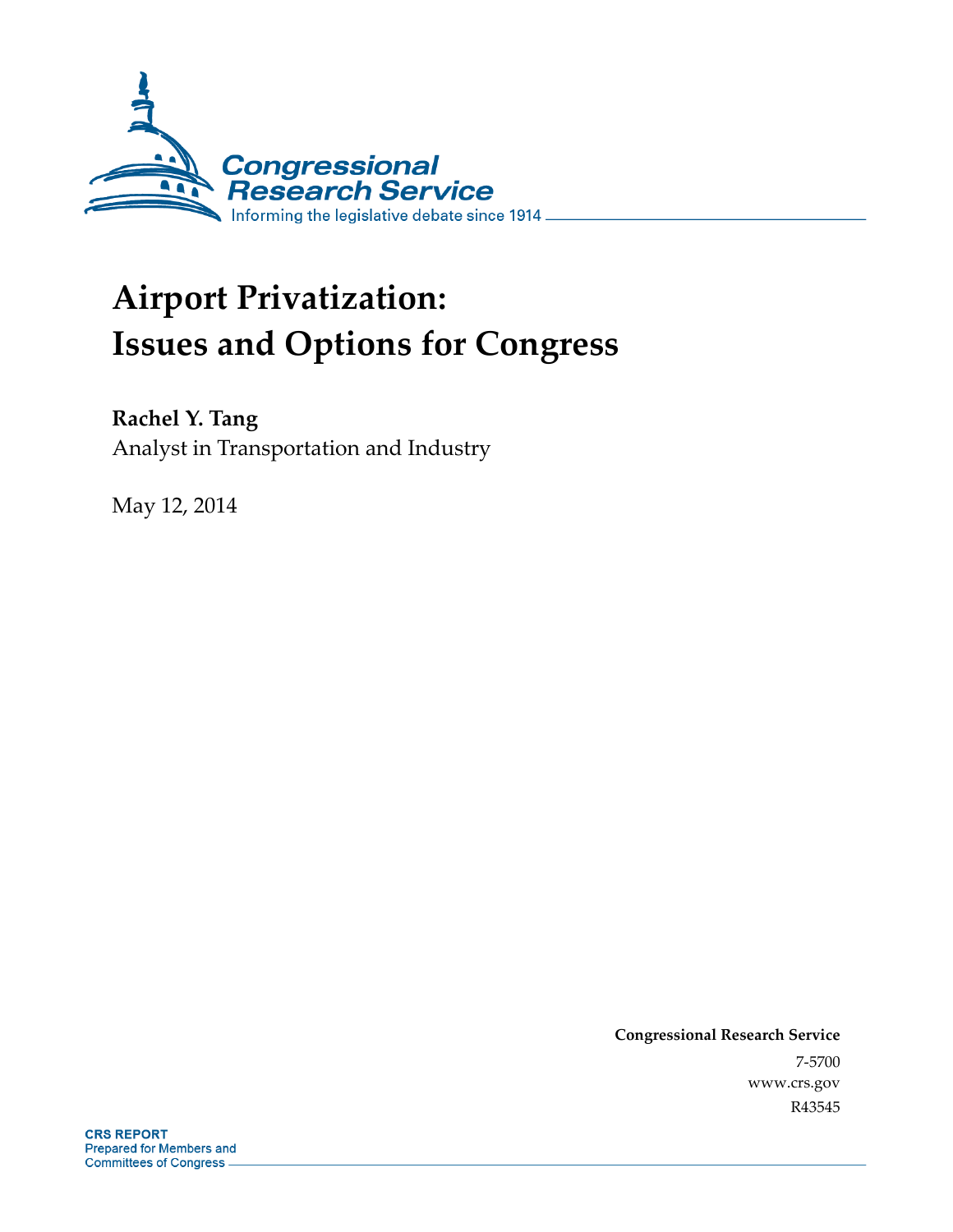Congressional Research Service

Informing the legislative debate since 1914

# Airport Privatization: Issues and Options for Congress

**Rachel Y. Tang**
Analyst in Transportation and Industry

May 12, 2014

**Congressional Research Service**
7-5700
www.crs.gov
R43545

**CRS REPORT**
Prepared for Members and Committees of Congress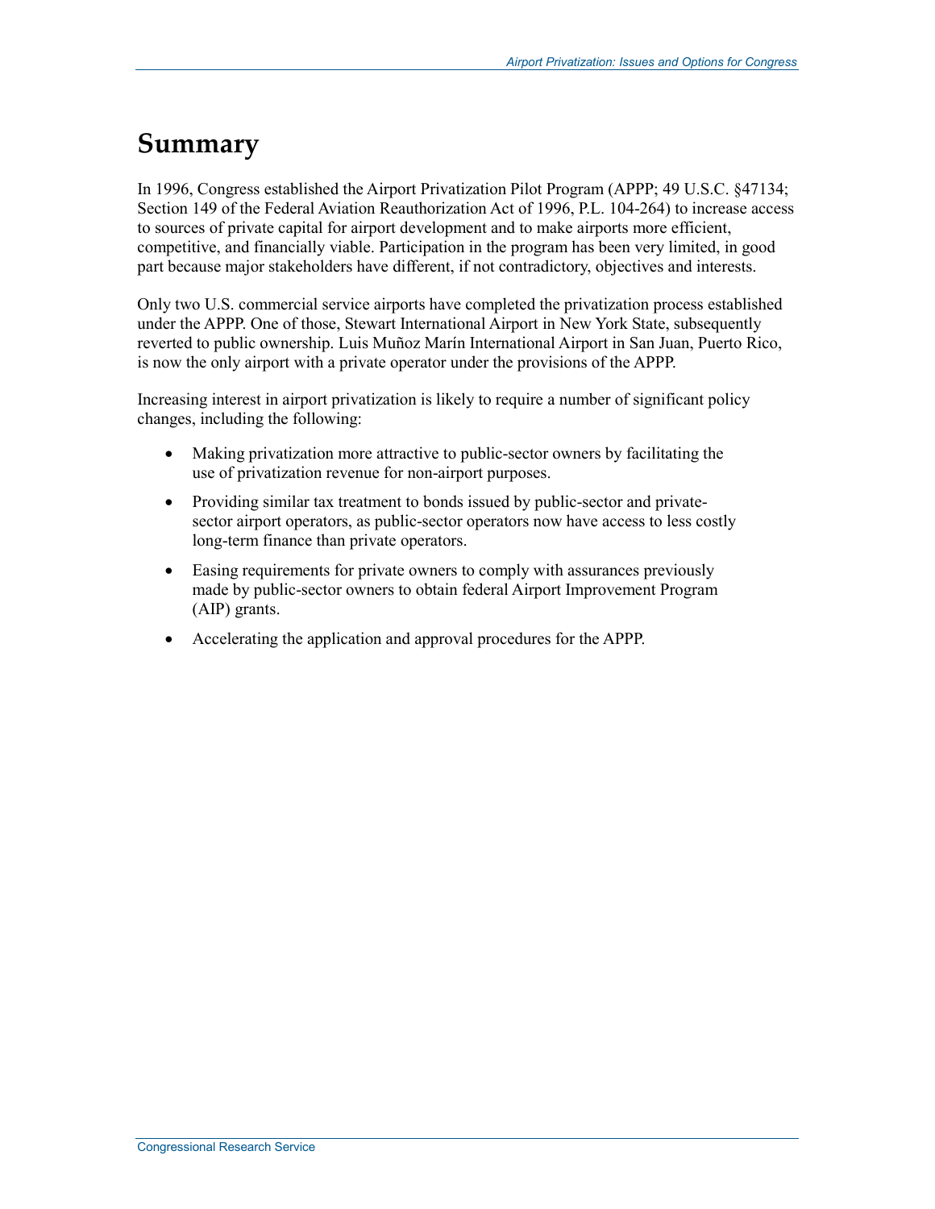## Summary

In 1996, Congress established the Airport Privatization Pilot Program (APPP; 49 U.S.C. §47134; Section 149 of the Federal Aviation Reauthorization Act of 1996, P.L. 104-264) to increase access to sources of private capital for airport development and to make airports more efficient, competitive, and financially viable. Participation in the program has been very limited, in good part because major stakeholders have different, if not contradictory, objectives and interests.

Only two U.S. commercial service airports have completed the privatization process established under the APPP. One of those, Stewart International Airport in New York State, subsequently reverted to public ownership. Luis Muñoz Marín International Airport in San Juan, Puerto Rico, is now the only airport with a private operator under the provisions of the APPP.

Increasing interest in airport privatization is likely to require a number of significant policy changes, including the following:

- Making privatization more attractive to public-sector owners by facilitating the use of privatization revenue for non-airport purposes.
- Providing similar tax treatment to bonds issued by public-sector and private-sector airport operators, as public-sector operators now have access to less costly long-term finance than private operators.
- Easing requirements for private owners to comply with assurances previously made by public-sector owners to obtain federal Airport Improvement Program (AIP) grants.
- Accelerating the application and approval procedures for the APPP.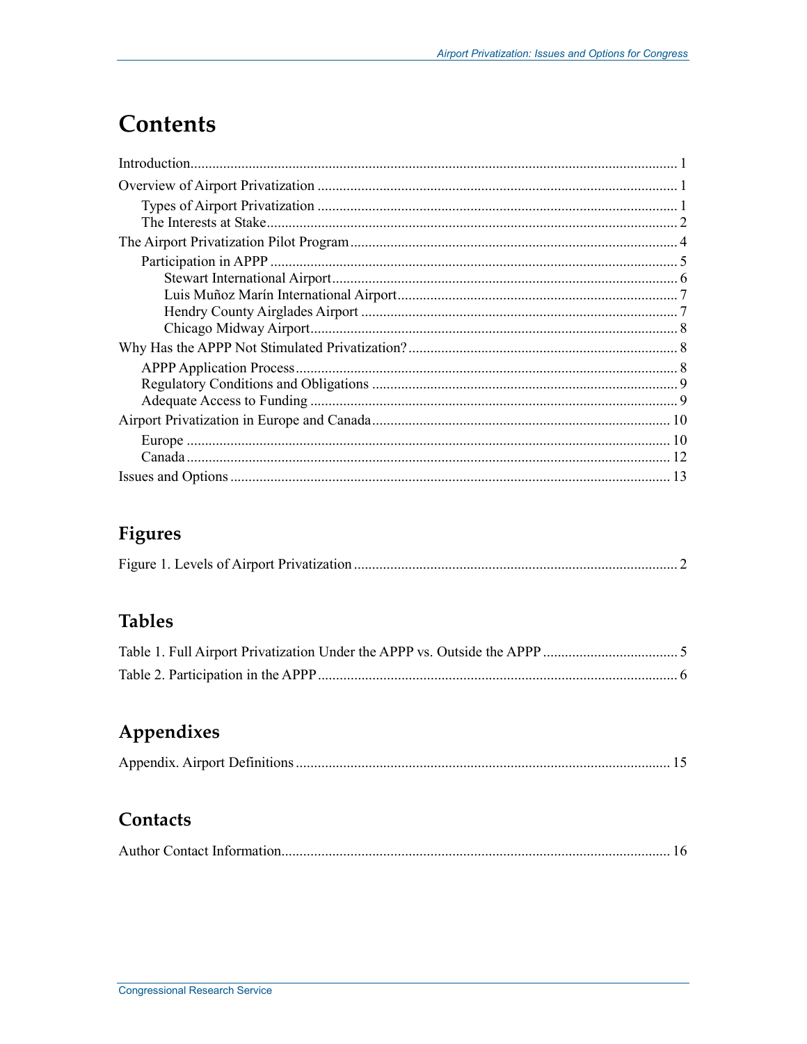# Contents

Introduction .......... 1
Overview of Airport Privatization .......... 1
  Types of Airport Privatization .......... 1
  The Interests at Stake .......... 2
The Airport Privatization Pilot Program .......... 4
  Participation in APPP .......... 5
    Stewart International Airport .......... 6
    Luis Muñoz Marín International Airport .......... 7
    Hendry County Airglades Airport .......... 7
    Chicago Midway Airport .......... 8
Why Has the APPP Not Stimulated Privatization? .......... 8
  APPP Application Process .......... 8
  Regulatory Conditions and Obligations .......... 9
  Adequate Access to Funding .......... 9
Airport Privatization in Europe and Canada .......... 10
  Europe .......... 10
  Canada .......... 12
Issues and Options .......... 13

## Figures

Figure 1. Levels of Airport Privatization .......... 2

## Tables

Table 1. Full Airport Privatization Under the APPP vs. Outside the APPP .......... 5
Table 2. Participation in the APPP .......... 6

## Appendixes

Appendix. Airport Definitions .......... 15

## Contacts

Author Contact Information .......... 16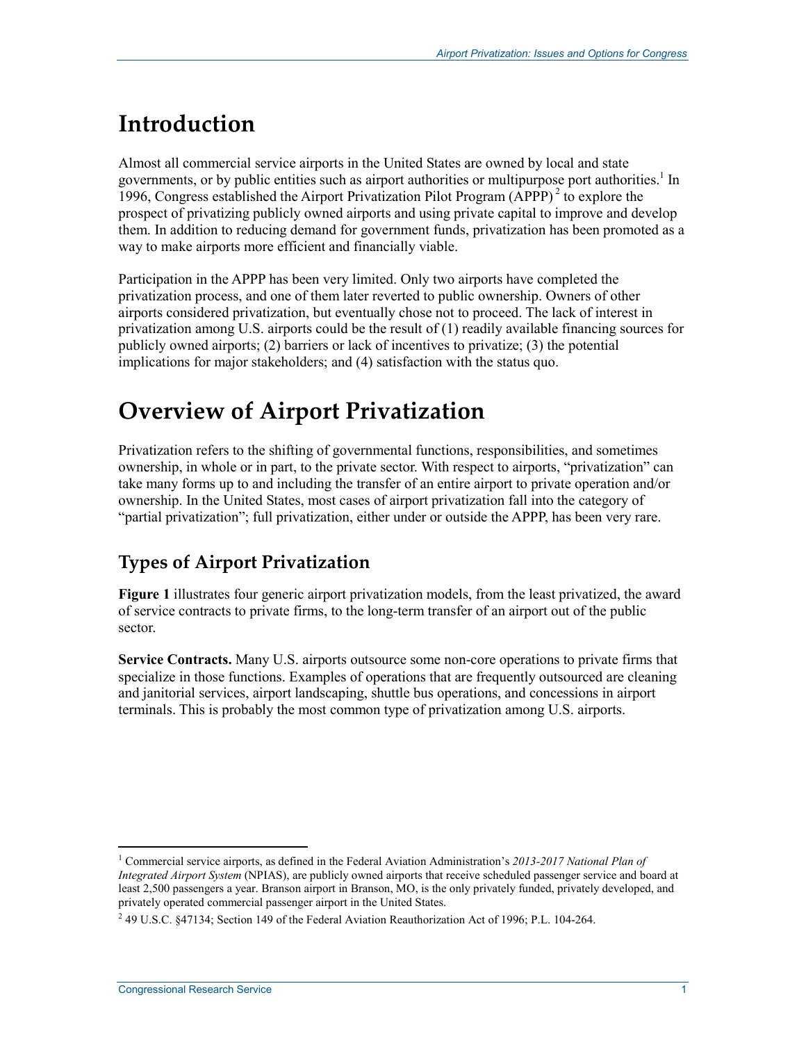# Introduction

Almost all commercial service airports in the United States are owned by local and state governments, or by public entities such as airport authorities or multipurpose port authorities.[1] In 1996, Congress established the Airport Privatization Pilot Program (APPP)[2] to explore the prospect of privatizing publicly owned airports and using private capital to improve and develop them. In addition to reducing demand for government funds, privatization has been promoted as a way to make airports more efficient and financially viable.

Participation in the APPP has been very limited. Only two airports have completed the privatization process, and one of them later reverted to public ownership. Owners of other airports considered privatization, but eventually chose not to proceed. The lack of interest in privatization among U.S. airports could be the result of (1) readily available financing sources for publicly owned airports; (2) barriers or lack of incentives to privatize; (3) the potential implications for major stakeholders; and (4) satisfaction with the status quo.

# Overview of Airport Privatization

Privatization refers to the shifting of governmental functions, responsibilities, and sometimes ownership, in whole or in part, to the private sector. With respect to airports, "privatization" can take many forms up to and including the transfer of an entire airport to private operation and/or ownership. In the United States, most cases of airport privatization fall into the category of "partial privatization"; full privatization, either under or outside the APPP, has been very rare.

## Types of Airport Privatization

**Figure 1** illustrates four generic airport privatization models, from the least privatized, the award of service contracts to private firms, to the long-term transfer of an airport out of the public sector.

**Service Contracts.** Many U.S. airports outsource some non-core operations to private firms that specialize in those functions. Examples of operations that are frequently outsourced are cleaning and janitorial services, airport landscaping, shuttle bus operations, and concessions in airport terminals. This is probably the most common type of privatization among U.S. airports.

---

[1] Commercial service airports, as defined in the Federal Aviation Administration's *2013-2017 National Plan of Integrated Airport System* (NPIAS), are publicly owned airports that receive scheduled passenger service and board at least 2,500 passengers a year. Branson airport in Branson, MO, is the only privately funded, privately developed, and privately operated commercial passenger airport in the United States.

[2] 49 U.S.C. §47134; Section 149 of the Federal Aviation Reauthorization Act of 1996; P.L. 104-264.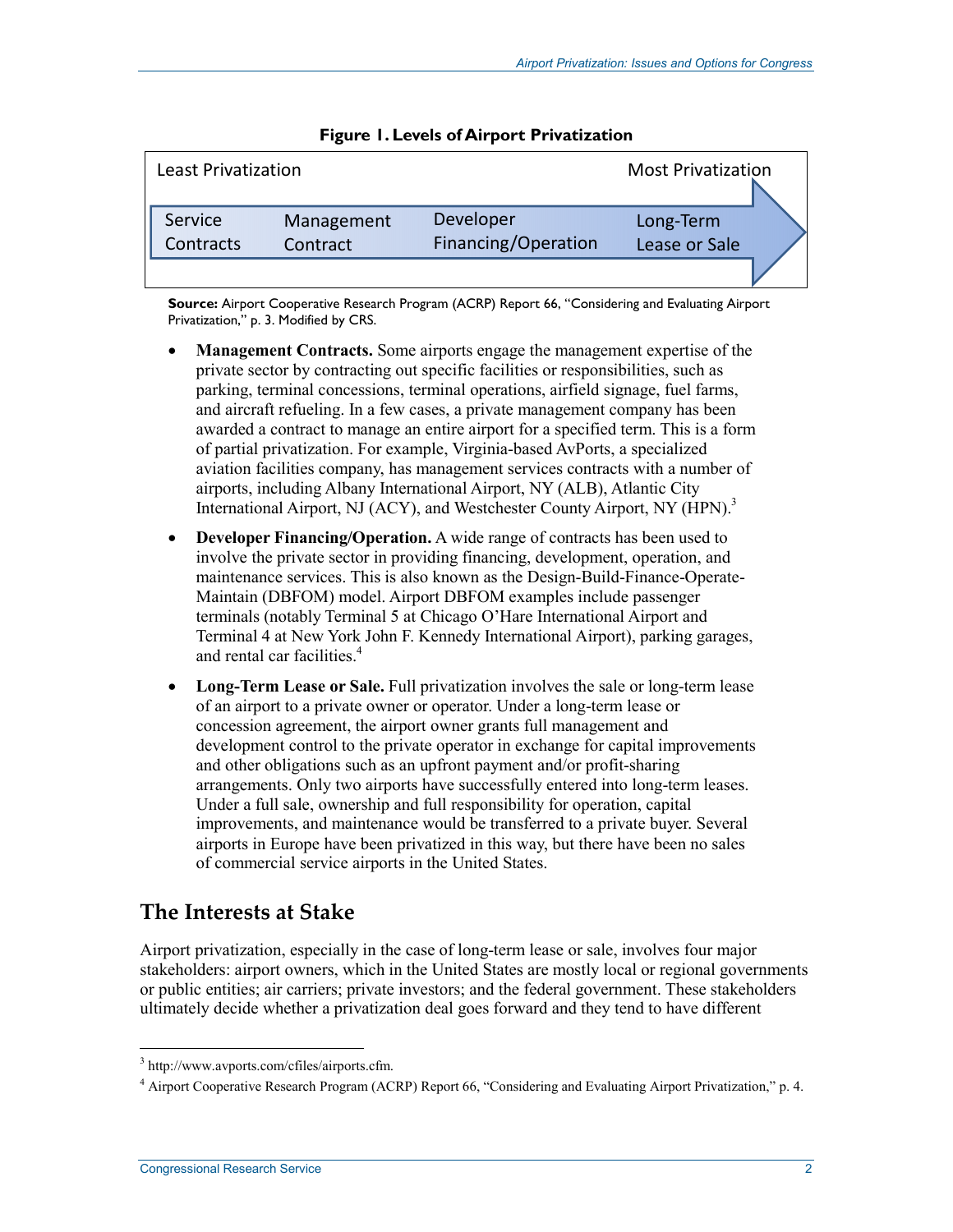**Figure 1. Levels of Airport Privatization**

| Least Privatization | | | Most Privatization |
|---|---|---|---|
| Service Contracts | Management Contract | Developer Financing/Operation | Long-Term Lease or Sale |

**Source:** Airport Cooperative Research Program (ACRP) Report 66, "Considering and Evaluating Airport Privatization," p. 3. Modified by CRS.

- **Management Contracts.** Some airports engage the management expertise of the private sector by contracting out specific facilities or responsibilities, such as parking, terminal concessions, terminal operations, airfield signage, fuel farms, and aircraft refueling. In a few cases, a private management company has been awarded a contract to manage an entire airport for a specified term. This is a form of partial privatization. For example, Virginia-based AvPorts, a specialized aviation facilities company, has management services contracts with a number of airports, including Albany International Airport, NY (ALB), Atlantic City International Airport, NJ (ACY), and Westchester County Airport, NY (HPN).[3]
- **Developer Financing/Operation.** A wide range of contracts has been used to involve the private sector in providing financing, development, operation, and maintenance services. This is also known as the Design-Build-Finance-Operate-Maintain (DBFOM) model. Airport DBFOM examples include passenger terminals (notably Terminal 5 at Chicago O'Hare International Airport and Terminal 4 at New York John F. Kennedy International Airport), parking garages, and rental car facilities.[4]
- **Long-Term Lease or Sale.** Full privatization involves the sale or long-term lease of an airport to a private owner or operator. Under a long-term lease or concession agreement, the airport owner grants full management and development control to the private operator in exchange for capital improvements and other obligations such as an upfront payment and/or profit-sharing arrangements. Only two airports have successfully entered into long-term leases. Under a full sale, ownership and full responsibility for operation, capital improvements, and maintenance would be transferred to a private buyer. Several airports in Europe have been privatized in this way, but there have been no sales of commercial service airports in the United States.

## The Interests at Stake

Airport privatization, especially in the case of long-term lease or sale, involves four major stakeholders: airport owners, which in the United States are mostly local or regional governments or public entities; air carriers; private investors; and the federal government. These stakeholders ultimately decide whether a privatization deal goes forward and they tend to have different

[3] http://www.avports.com/cfiles/airports.cfm.

[4] Airport Cooperative Research Program (ACRP) Report 66, "Considering and Evaluating Airport Privatization," p. 4.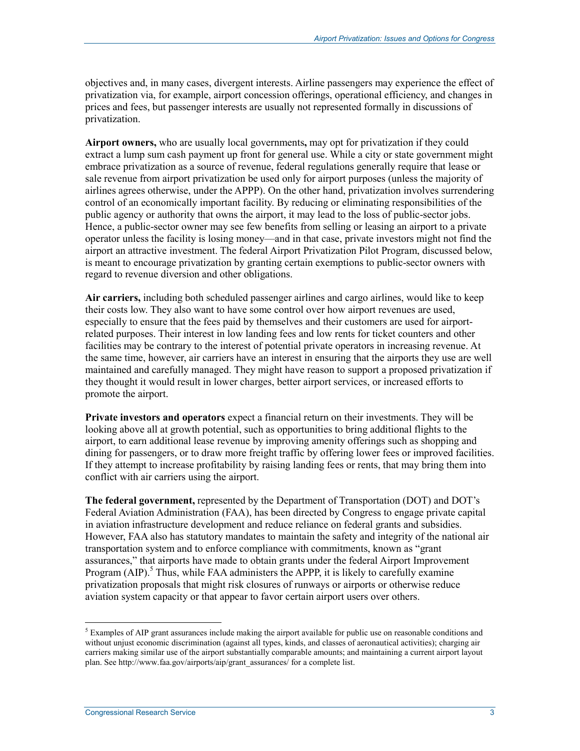objectives and, in many cases, divergent interests. Airline passengers may experience the effect of privatization via, for example, airport concession offerings, operational efficiency, and changes in prices and fees, but passenger interests are usually not represented formally in discussions of privatization.

**Airport owners,** who are usually local governments**,** may opt for privatization if they could extract a lump sum cash payment up front for general use. While a city or state government might embrace privatization as a source of revenue, federal regulations generally require that lease or sale revenue from airport privatization be used only for airport purposes (unless the majority of airlines agrees otherwise, under the APPP). On the other hand, privatization involves surrendering control of an economically important facility. By reducing or eliminating responsibilities of the public agency or authority that owns the airport, it may lead to the loss of public-sector jobs. Hence, a public-sector owner may see few benefits from selling or leasing an airport to a private operator unless the facility is losing money—and in that case, private investors might not find the airport an attractive investment. The federal Airport Privatization Pilot Program, discussed below, is meant to encourage privatization by granting certain exemptions to public-sector owners with regard to revenue diversion and other obligations.

**Air carriers,** including both scheduled passenger airlines and cargo airlines, would like to keep their costs low. They also want to have some control over how airport revenues are used, especially to ensure that the fees paid by themselves and their customers are used for airport-related purposes. Their interest in low landing fees and low rents for ticket counters and other facilities may be contrary to the interest of potential private operators in increasing revenue. At the same time, however, air carriers have an interest in ensuring that the airports they use are well maintained and carefully managed. They might have reason to support a proposed privatization if they thought it would result in lower charges, better airport services, or increased efforts to promote the airport.

**Private investors and operators** expect a financial return on their investments. They will be looking above all at growth potential, such as opportunities to bring additional flights to the airport, to earn additional lease revenue by improving amenity offerings such as shopping and dining for passengers, or to draw more freight traffic by offering lower fees or improved facilities. If they attempt to increase profitability by raising landing fees or rents, that may bring them into conflict with air carriers using the airport.

**The federal government,** represented by the Department of Transportation (DOT) and DOT's Federal Aviation Administration (FAA), has been directed by Congress to engage private capital in aviation infrastructure development and reduce reliance on federal grants and subsidies. However, FAA also has statutory mandates to maintain the safety and integrity of the national air transportation system and to enforce compliance with commitments, known as "grant assurances," that airports have made to obtain grants under the federal Airport Improvement Program (AIP).[5] Thus, while FAA administers the APPP, it is likely to carefully examine privatization proposals that might risk closures of runways or airports or otherwise reduce aviation system capacity or that appear to favor certain airport users over others.

[5] Examples of AIP grant assurances include making the airport available for public use on reasonable conditions and without unjust economic discrimination (against all types, kinds, and classes of aeronautical activities); charging air carriers making similar use of the airport substantially comparable amounts; and maintaining a current airport layout plan. See http://www.faa.gov/airports/aip/grant_assurances/ for a complete list.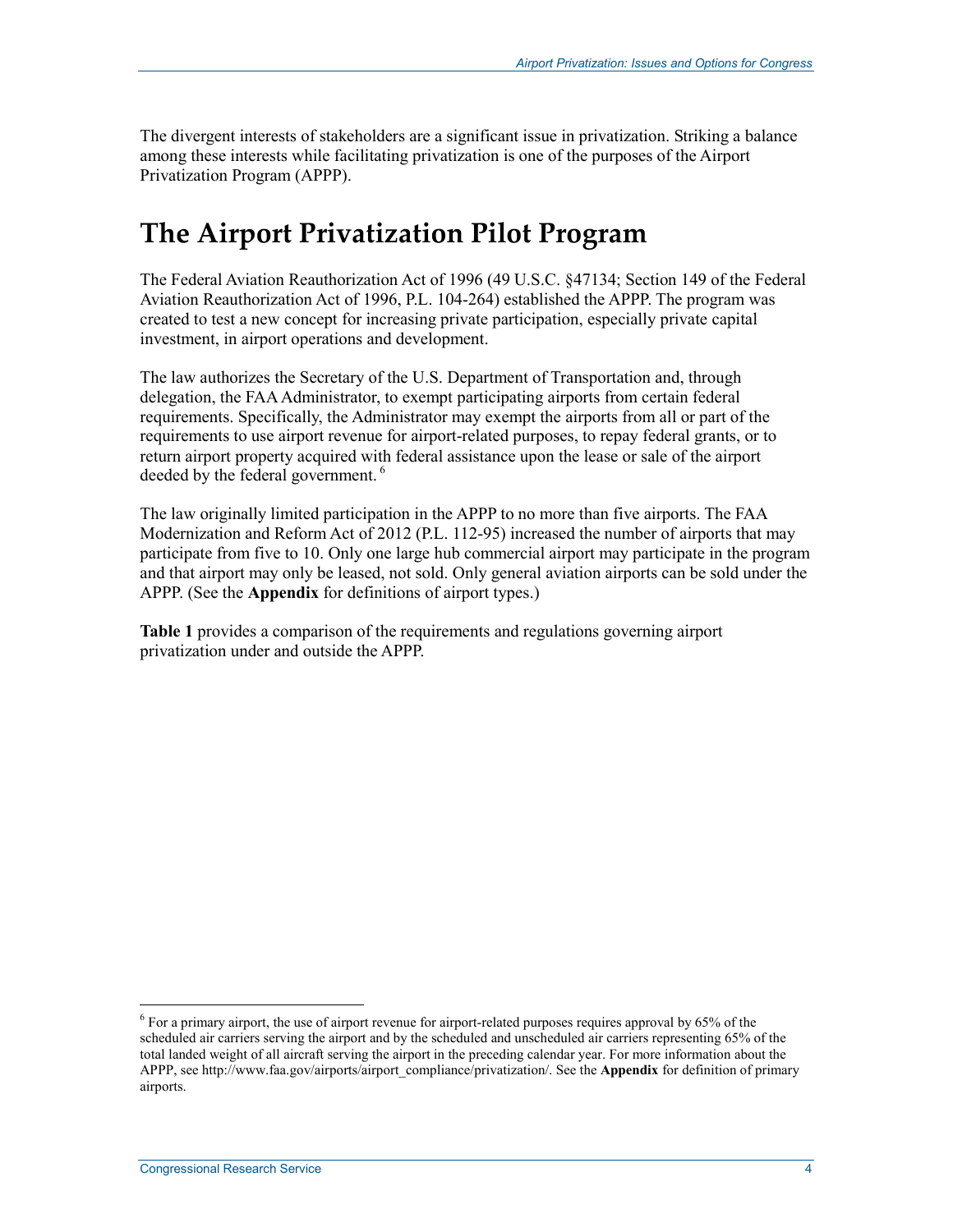The divergent interests of stakeholders are a significant issue in privatization. Striking a balance among these interests while facilitating privatization is one of the purposes of the Airport Privatization Program (APPP).

# The Airport Privatization Pilot Program

The Federal Aviation Reauthorization Act of 1996 (49 U.S.C. §47134; Section 149 of the Federal Aviation Reauthorization Act of 1996, P.L. 104-264) established the APPP. The program was created to test a new concept for increasing private participation, especially private capital investment, in airport operations and development.

The law authorizes the Secretary of the U.S. Department of Transportation and, through delegation, the FAA Administrator, to exempt participating airports from certain federal requirements. Specifically, the Administrator may exempt the airports from all or part of the requirements to use airport revenue for airport-related purposes, to repay federal grants, or to return airport property acquired with federal assistance upon the lease or sale of the airport deeded by the federal government. [6]

The law originally limited participation in the APPP to no more than five airports. The FAA Modernization and Reform Act of 2012 (P.L. 112-95) increased the number of airports that may participate from five to 10. Only one large hub commercial airport may participate in the program and that airport may only be leased, not sold. Only general aviation airports can be sold under the APPP. (See the **Appendix** for definitions of airport types.)

**Table 1** provides a comparison of the requirements and regulations governing airport privatization under and outside the APPP.

---

[6] For a primary airport, the use of airport revenue for airport-related purposes requires approval by 65% of the scheduled air carriers serving the airport and by the scheduled and unscheduled air carriers representing 65% of the total landed weight of all aircraft serving the airport in the preceding calendar year. For more information about the APPP, see http://www.faa.gov/airports/airport_compliance/privatization/. See the **Appendix** for definition of primary airports.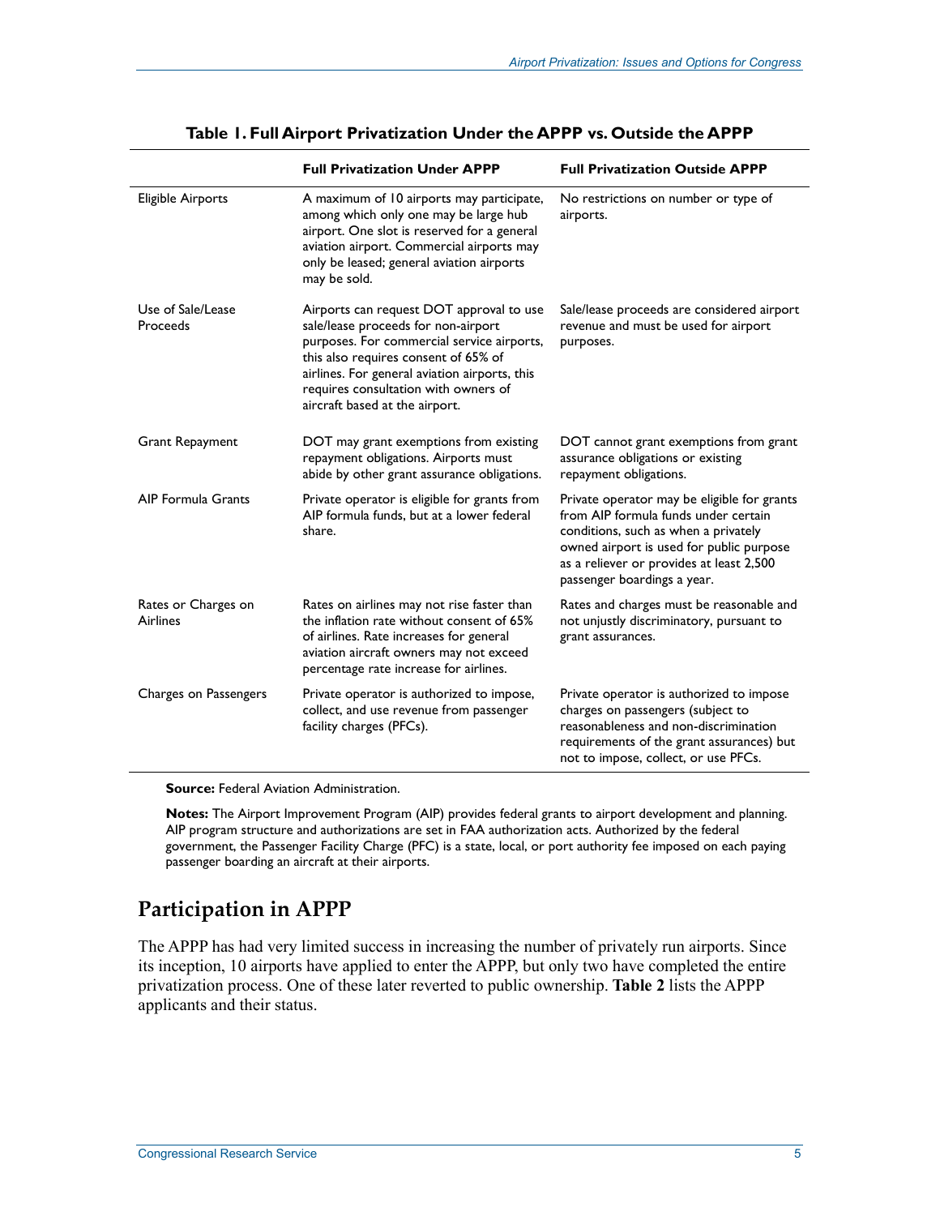**Table 1. Full Airport Privatization Under the APPP vs. Outside the APPP**

| | Full Privatization Under APPP | Full Privatization Outside APPP |
|---|---|---|
| Eligible Airports | A maximum of 10 airports may participate, among which only one may be large hub airport. One slot is reserved for a general aviation airport. Commercial airports may only be leased; general aviation airports may be sold. | No restrictions on number or type of airports. |
| Use of Sale/Lease Proceeds | Airports can request DOT approval to use sale/lease proceeds for non-airport purposes. For commercial service airports, this also requires consent of 65% of airlines. For general aviation airports, this requires consultation with owners of aircraft based at the airport. | Sale/lease proceeds are considered airport revenue and must be used for airport purposes. |
| Grant Repayment | DOT may grant exemptions from existing repayment obligations. Airports must abide by other grant assurance obligations. | DOT cannot grant exemptions from grant assurance obligations or existing repayment obligations. |
| AIP Formula Grants | Private operator is eligible for grants from AIP formula funds, but at a lower federal share. | Private operator may be eligible for grants from AIP formula funds under certain conditions, such as when a privately owned airport is used for public purpose as a reliever or provides at least 2,500 passenger boardings a year. |
| Rates or Charges on Airlines | Rates on airlines may not rise faster than the inflation rate without consent of 65% of airlines. Rate increases for general aviation aircraft owners may not exceed percentage rate increase for airlines. | Rates and charges must be reasonable and not unjustly discriminatory, pursuant to grant assurances. |
| Charges on Passengers | Private operator is authorized to impose, collect, and use revenue from passenger facility charges (PFCs). | Private operator is authorized to impose charges on passengers (subject to reasonableness and non-discrimination requirements of the grant assurances) but not to impose, collect, or use PFCs. |

**Source:** Federal Aviation Administration.

**Notes:** The Airport Improvement Program (AIP) provides federal grants to airport development and planning. AIP program structure and authorizations are set in FAA authorization acts. Authorized by the federal government, the Passenger Facility Charge (PFC) is a state, local, or port authority fee imposed on each paying passenger boarding an aircraft at their airports.

## Participation in APPP

The APPP has had very limited success in increasing the number of privately run airports. Since its inception, 10 airports have applied to enter the APPP, but only two have completed the entire privatization process. One of these later reverted to public ownership. **Table 2** lists the APPP applicants and their status.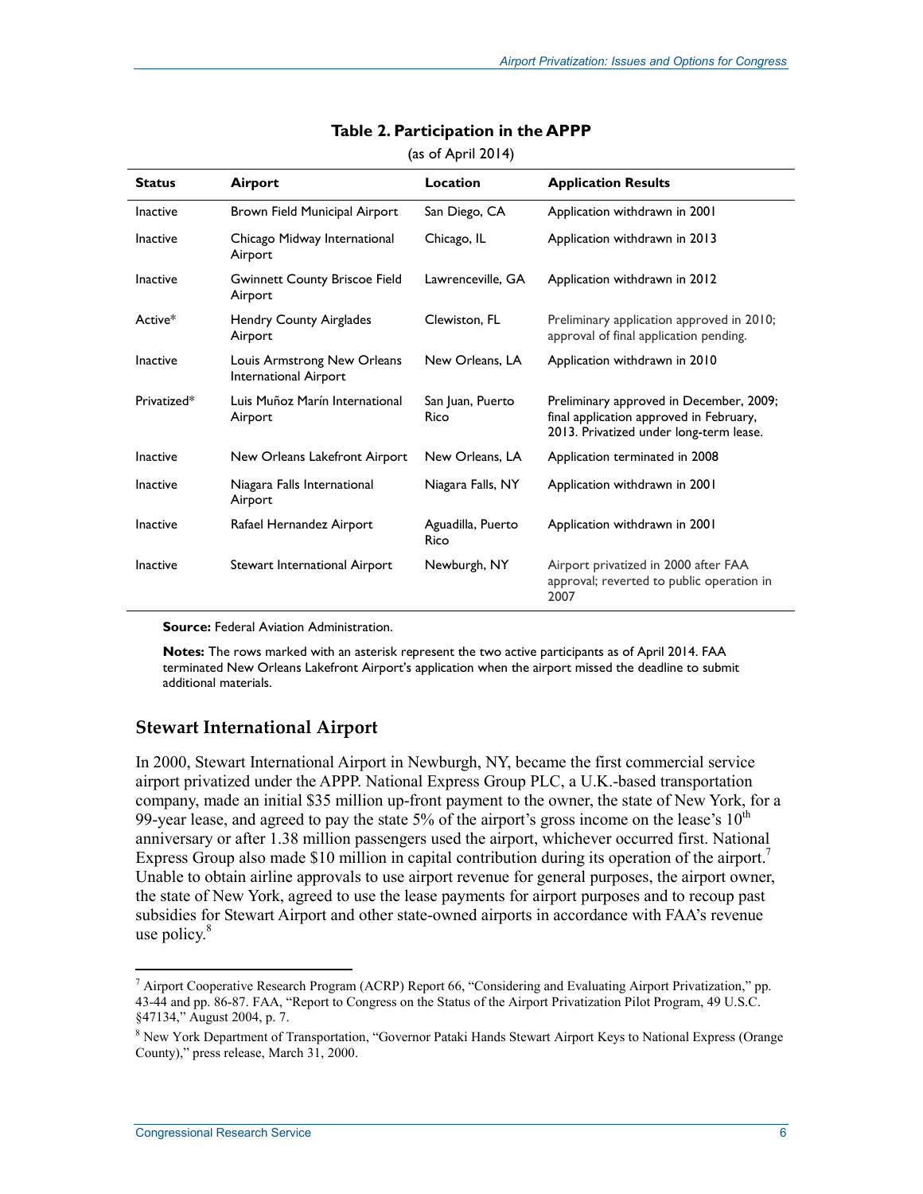**Table 2. Participation in the APPP**

(as of April 2014)

| Status | Airport | Location | Application Results |
|---|---|---|---|
| Inactive | Brown Field Municipal Airport | San Diego, CA | Application withdrawn in 2001 |
| Inactive | Chicago Midway International Airport | Chicago, IL | Application withdrawn in 2013 |
| Inactive | Gwinnett County Briscoe Field Airport | Lawrenceville, GA | Application withdrawn in 2012 |
| Active* | Hendry County Airglades Airport | Clewiston, FL | Preliminary application approved in 2010; approval of final application pending. |
| Inactive | Louis Armstrong New Orleans International Airport | New Orleans, LA | Application withdrawn in 2010 |
| Privatized* | Luis Muñoz Marín International Airport | San Juan, Puerto Rico | Preliminary approved in December, 2009; final application approved in February, 2013. Privatized under long-term lease. |
| Inactive | New Orleans Lakefront Airport | New Orleans, LA | Application terminated in 2008 |
| Inactive | Niagara Falls International Airport | Niagara Falls, NY | Application withdrawn in 2001 |
| Inactive | Rafael Hernandez Airport | Aguadilla, Puerto Rico | Application withdrawn in 2001 |
| Inactive | Stewart International Airport | Newburgh, NY | Airport privatized in 2000 after FAA approval; reverted to public operation in 2007 |

**Source:** Federal Aviation Administration.

**Notes:** The rows marked with an asterisk represent the two active participants as of April 2014. FAA terminated New Orleans Lakefront Airport's application when the airport missed the deadline to submit additional materials.

## Stewart International Airport

In 2000, Stewart International Airport in Newburgh, NY, became the first commercial service airport privatized under the APPP. National Express Group PLC, a U.K.-based transportation company, made an initial $35 million up-front payment to the owner, the state of New York, for a 99-year lease, and agreed to pay the state 5% of the airport's gross income on the lease's 10th anniversary or after 1.38 million passengers used the airport, whichever occurred first. National Express Group also made $10 million in capital contribution during its operation of the airport.[7] Unable to obtain airline approvals to use airport revenue for general purposes, the airport owner, the state of New York, agreed to use the lease payments for airport purposes and to recoup past subsidies for Stewart Airport and other state-owned airports in accordance with FAA's revenue use policy.[8]

[7] Airport Cooperative Research Program (ACRP) Report 66, "Considering and Evaluating Airport Privatization," pp. 43-44 and pp. 86-87. FAA, "Report to Congress on the Status of the Airport Privatization Pilot Program, 49 U.S.C. §47134," August 2004, p. 7.

[8] New York Department of Transportation, "Governor Pataki Hands Stewart Airport Keys to National Express (Orange County)," press release, March 31, 2000.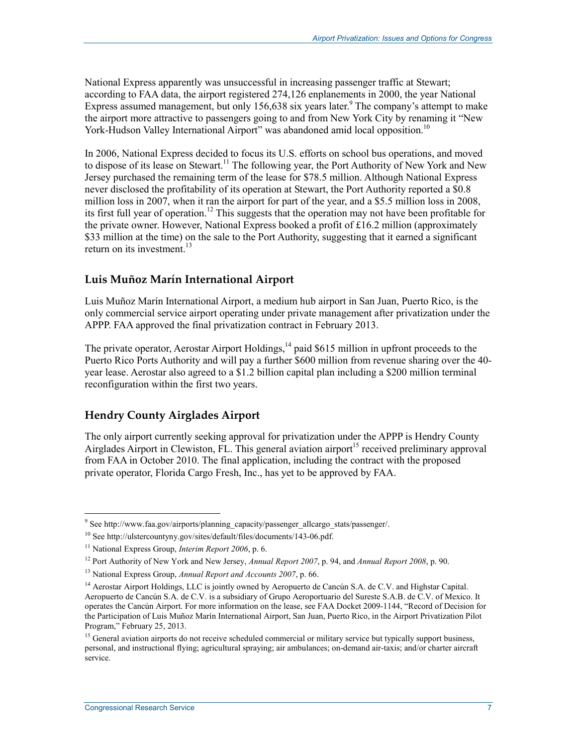National Express apparently was unsuccessful in increasing passenger traffic at Stewart; according to FAA data, the airport registered 274,126 enplanements in 2000, the year National Express assumed management, but only 156,638 six years later.[9] The company's attempt to make the airport more attractive to passengers going to and from New York City by renaming it "New York-Hudson Valley International Airport" was abandoned amid local opposition.[10]

In 2006, National Express decided to focus its U.S. efforts on school bus operations, and moved to dispose of its lease on Stewart.[11] The following year, the Port Authority of New York and New Jersey purchased the remaining term of the lease for $78.5 million. Although National Express never disclosed the profitability of its operation at Stewart, the Port Authority reported a $0.8 million loss in 2007, when it ran the airport for part of the year, and a $5.5 million loss in 2008, its first full year of operation.[12] This suggests that the operation may not have been profitable for the private owner. However, National Express booked a profit of £16.2 million (approximately $33 million at the time) on the sale to the Port Authority, suggesting that it earned a significant return on its investment.[13]

### Luis Muñoz Marín International Airport

Luis Muñoz Marín International Airport, a medium hub airport in San Juan, Puerto Rico, is the only commercial service airport operating under private management after privatization under the APPP. FAA approved the final privatization contract in February 2013.

The private operator, Aerostar Airport Holdings,[14] paid $615 million in upfront proceeds to the Puerto Rico Ports Authority and will pay a further $600 million from revenue sharing over the 40-year lease. Aerostar also agreed to a $1.2 billion capital plan including a $200 million terminal reconfiguration within the first two years.

### Hendry County Airglades Airport

The only airport currently seeking approval for privatization under the APPP is Hendry County Airglades Airport in Clewiston, FL. This general aviation airport[15] received preliminary approval from FAA in October 2010. The final application, including the contract with the proposed private operator, Florida Cargo Fresh, Inc., has yet to be approved by FAA.

---

[9] See http://www.faa.gov/airports/planning_capacity/passenger_allcargo_stats/passenger/.

[10] See http://ulstercountyny.gov/sites/default/files/documents/143-06.pdf.

[11] National Express Group, *Interim Report 2006*, p. 6.

[12] Port Authority of New York and New Jersey, *Annual Report 2007*, p. 94, and *Annual Report 2008*, p. 90.

[13] National Express Group, *Annual Report and Accounts 2007*, p. 66.

[14] Aerostar Airport Holdings, LLC is jointly owned by Aeropuerto de Cancún S.A. de C.V. and Highstar Capital. Aeropuerto de Cancún S.A. de C.V. is a subsidiary of Grupo Aeroportuario del Sureste S.A.B. de C.V. of Mexico. It operates the Cancún Airport. For more information on the lease, see FAA Docket 2009-1144, "Record of Decision for the Participation of Luis Muñoz Marín International Airport, San Juan, Puerto Rico, in the Airport Privatization Pilot Program," February 25, 2013.

[15] General aviation airports do not receive scheduled commercial or military service but typically support business, personal, and instructional flying; agricultural spraying; air ambulances; on-demand air-taxis; and/or charter aircraft service.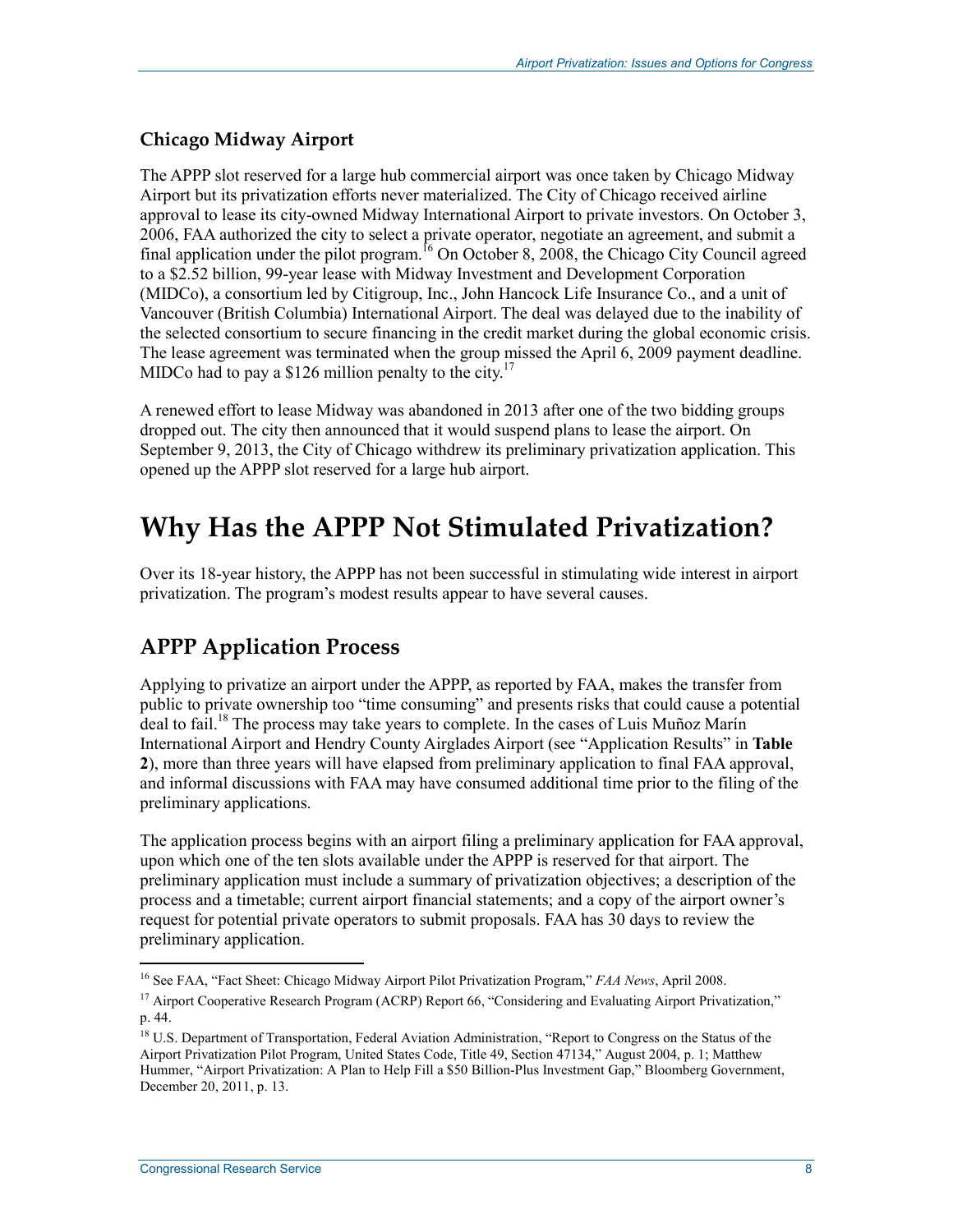### Chicago Midway Airport

The APPP slot reserved for a large hub commercial airport was once taken by Chicago Midway Airport but its privatization efforts never materialized. The City of Chicago received airline approval to lease its city-owned Midway International Airport to private investors. On October 3, 2006, FAA authorized the city to select a private operator, negotiate an agreement, and submit a final application under the pilot program.[16] On October 8, 2008, the Chicago City Council agreed to a $2.52 billion, 99-year lease with Midway Investment and Development Corporation (MIDCo), a consortium led by Citigroup, Inc., John Hancock Life Insurance Co., and a unit of Vancouver (British Columbia) International Airport. The deal was delayed due to the inability of the selected consortium to secure financing in the credit market during the global economic crisis. The lease agreement was terminated when the group missed the April 6, 2009 payment deadline. MIDCo had to pay a $126 million penalty to the city.[17]

A renewed effort to lease Midway was abandoned in 2013 after one of the two bidding groups dropped out. The city then announced that it would suspend plans to lease the airport. On September 9, 2013, the City of Chicago withdrew its preliminary privatization application. This opened up the APPP slot reserved for a large hub airport.

# Why Has the APPP Not Stimulated Privatization?

Over its 18-year history, the APPP has not been successful in stimulating wide interest in airport privatization. The program's modest results appear to have several causes.

## APPP Application Process

Applying to privatize an airport under the APPP, as reported by FAA, makes the transfer from public to private ownership too "time consuming" and presents risks that could cause a potential deal to fail.[18] The process may take years to complete. In the cases of Luis Muñoz Marín International Airport and Hendry County Airglades Airport (see "Application Results" in **Table 2**), more than three years will have elapsed from preliminary application to final FAA approval, and informal discussions with FAA may have consumed additional time prior to the filing of the preliminary applications.

The application process begins with an airport filing a preliminary application for FAA approval, upon which one of the ten slots available under the APPP is reserved for that airport. The preliminary application must include a summary of privatization objectives; a description of the process and a timetable; current airport financial statements; and a copy of the airport owner's request for potential private operators to submit proposals. FAA has 30 days to review the preliminary application.

---

[16] See FAA, "Fact Sheet: Chicago Midway Airport Pilot Privatization Program," *FAA News*, April 2008.

[17] Airport Cooperative Research Program (ACRP) Report 66, "Considering and Evaluating Airport Privatization," p. 44.

[18] U.S. Department of Transportation, Federal Aviation Administration, "Report to Congress on the Status of the Airport Privatization Pilot Program, United States Code, Title 49, Section 47134," August 2004, p. 1; Matthew Hummer, "Airport Privatization: A Plan to Help Fill a $50 Billion-Plus Investment Gap," Bloomberg Government, December 20, 2011, p. 13.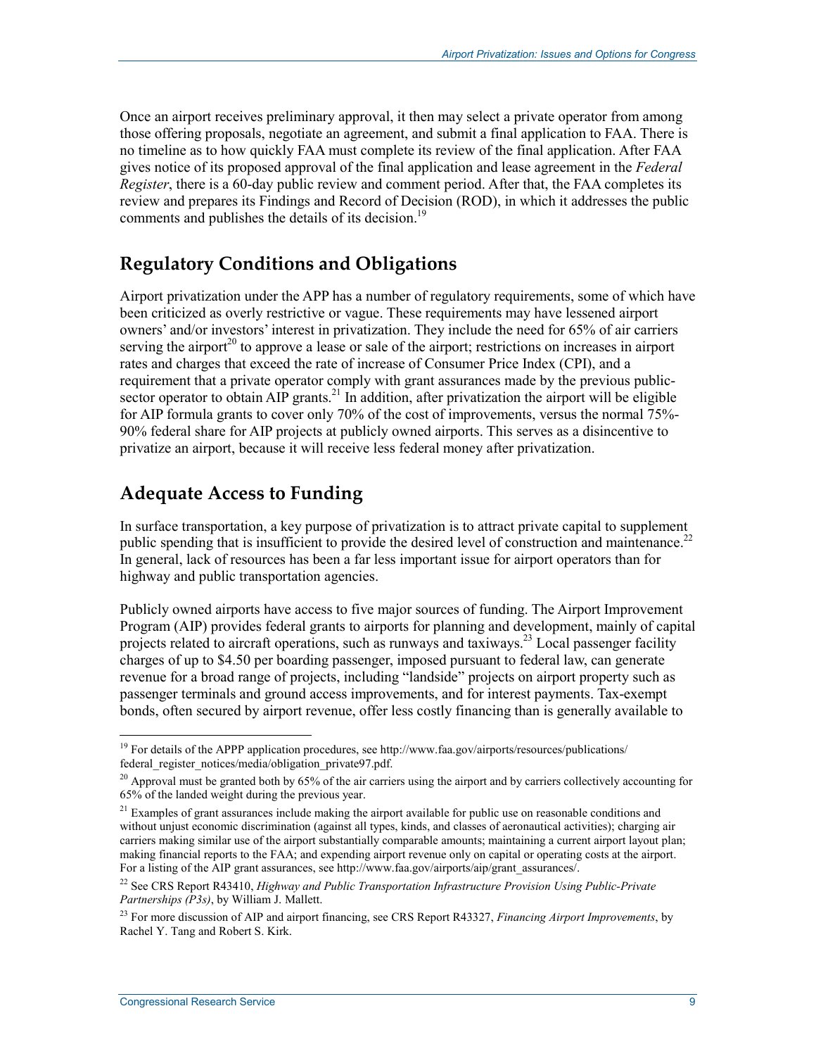Once an airport receives preliminary approval, it then may select a private operator from among those offering proposals, negotiate an agreement, and submit a final application to FAA. There is no timeline as to how quickly FAA must complete its review of the final application. After FAA gives notice of its proposed approval of the final application and lease agreement in the *Federal Register*, there is a 60-day public review and comment period. After that, the FAA completes its review and prepares its Findings and Record of Decision (ROD), in which it addresses the public comments and publishes the details of its decision.[19]

## Regulatory Conditions and Obligations

Airport privatization under the APP has a number of regulatory requirements, some of which have been criticized as overly restrictive or vague. These requirements may have lessened airport owners' and/or investors' interest in privatization. They include the need for 65% of air carriers serving the airport[20] to approve a lease or sale of the airport; restrictions on increases in airport rates and charges that exceed the rate of increase of Consumer Price Index (CPI), and a requirement that a private operator comply with grant assurances made by the previous public-sector operator to obtain AIP grants.[21] In addition, after privatization the airport will be eligible for AIP formula grants to cover only 70% of the cost of improvements, versus the normal 75%-90% federal share for AIP projects at publicly owned airports. This serves as a disincentive to privatize an airport, because it will receive less federal money after privatization.

## Adequate Access to Funding

In surface transportation, a key purpose of privatization is to attract private capital to supplement public spending that is insufficient to provide the desired level of construction and maintenance.[22] In general, lack of resources has been a far less important issue for airport operators than for highway and public transportation agencies.

Publicly owned airports have access to five major sources of funding. The Airport Improvement Program (AIP) provides federal grants to airports for planning and development, mainly of capital projects related to aircraft operations, such as runways and taxiways.[23] Local passenger facility charges of up to $4.50 per boarding passenger, imposed pursuant to federal law, can generate revenue for a broad range of projects, including "landside" projects on airport property such as passenger terminals and ground access improvements, and for interest payments. Tax-exempt bonds, often secured by airport revenue, offer less costly financing than is generally available to

---

[19] For details of the APPP application procedures, see http://www.faa.gov/airports/resources/publications/federal_register_notices/media/obligation_private97.pdf.

[20] Approval must be granted both by 65% of the air carriers using the airport and by carriers collectively accounting for 65% of the landed weight during the previous year.

[21] Examples of grant assurances include making the airport available for public use on reasonable conditions and without unjust economic discrimination (against all types, kinds, and classes of aeronautical activities); charging air carriers making similar use of the airport substantially comparable amounts; maintaining a current airport layout plan; making financial reports to the FAA; and expending airport revenue only on capital or operating costs at the airport. For a listing of the AIP grant assurances, see http://www.faa.gov/airports/aip/grant_assurances/.

[22] See CRS Report R43410, *Highway and Public Transportation Infrastructure Provision Using Public-Private Partnerships (P3s)*, by William J. Mallett.

[23] For more discussion of AIP and airport financing, see CRS Report R43327, *Financing Airport Improvements*, by Rachel Y. Tang and Robert S. Kirk.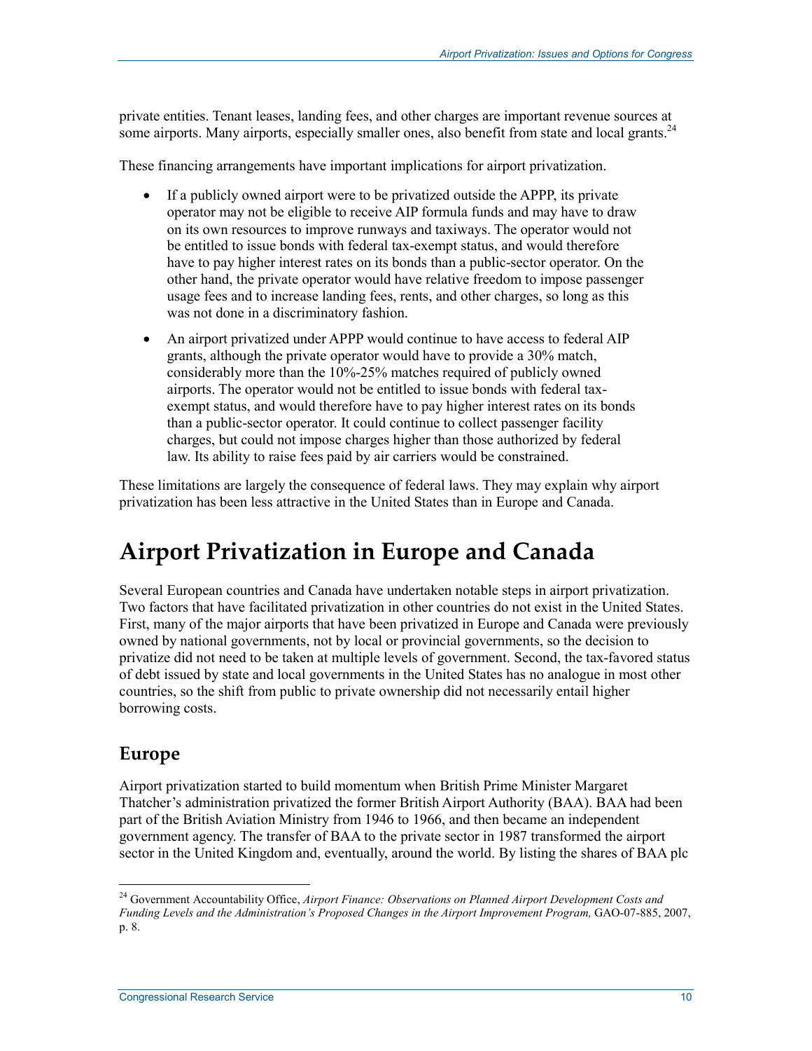private entities. Tenant leases, landing fees, and other charges are important revenue sources at some airports. Many airports, especially smaller ones, also benefit from state and local grants.[24]

These financing arrangements have important implications for airport privatization.

- If a publicly owned airport were to be privatized outside the APPP, its private operator may not be eligible to receive AIP formula funds and may have to draw on its own resources to improve runways and taxiways. The operator would not be entitled to issue bonds with federal tax-exempt status, and would therefore have to pay higher interest rates on its bonds than a public-sector operator. On the other hand, the private operator would have relative freedom to impose passenger usage fees and to increase landing fees, rents, and other charges, so long as this was not done in a discriminatory fashion.
- An airport privatized under APPP would continue to have access to federal AIP grants, although the private operator would have to provide a 30% match, considerably more than the 10%-25% matches required of publicly owned airports. The operator would not be entitled to issue bonds with federal tax-exempt status, and would therefore have to pay higher interest rates on its bonds than a public-sector operator. It could continue to collect passenger facility charges, but could not impose charges higher than those authorized by federal law. Its ability to raise fees paid by air carriers would be constrained.

These limitations are largely the consequence of federal laws. They may explain why airport privatization has been less attractive in the United States than in Europe and Canada.

# Airport Privatization in Europe and Canada

Several European countries and Canada have undertaken notable steps in airport privatization. Two factors that have facilitated privatization in other countries do not exist in the United States. First, many of the major airports that have been privatized in Europe and Canada were previously owned by national governments, not by local or provincial governments, so the decision to privatize did not need to be taken at multiple levels of government. Second, the tax-favored status of debt issued by state and local governments in the United States has no analogue in most other countries, so the shift from public to private ownership did not necessarily entail higher borrowing costs.

## Europe

Airport privatization started to build momentum when British Prime Minister Margaret Thatcher's administration privatized the former British Airport Authority (BAA). BAA had been part of the British Aviation Ministry from 1946 to 1966, and then became an independent government agency. The transfer of BAA to the private sector in 1987 transformed the airport sector in the United Kingdom and, eventually, around the world. By listing the shares of BAA plc

---

[24] Government Accountability Office, *Airport Finance: Observations on Planned Airport Development Costs and Funding Levels and the Administration's Proposed Changes in the Airport Improvement Program,* GAO-07-885, 2007, p. 8.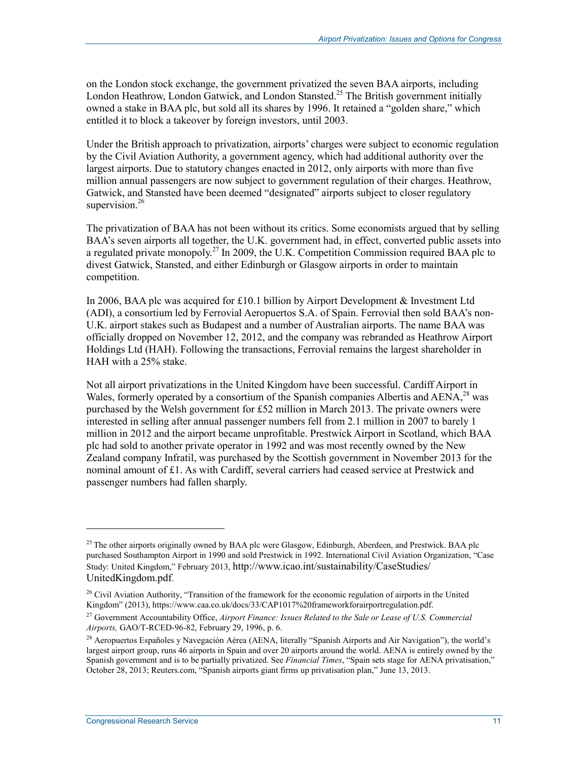on the London stock exchange, the government privatized the seven BAA airports, including London Heathrow, London Gatwick, and London Stansted.[25] The British government initially owned a stake in BAA plc, but sold all its shares by 1996. It retained a "golden share," which entitled it to block a takeover by foreign investors, until 2003.

Under the British approach to privatization, airports' charges were subject to economic regulation by the Civil Aviation Authority, a government agency, which had additional authority over the largest airports. Due to statutory changes enacted in 2012, only airports with more than five million annual passengers are now subject to government regulation of their charges. Heathrow, Gatwick, and Stansted have been deemed "designated" airports subject to closer regulatory supervision.[26]

The privatization of BAA has not been without its critics. Some economists argued that by selling BAA's seven airports all together, the U.K. government had, in effect, converted public assets into a regulated private monopoly.[27] In 2009, the U.K. Competition Commission required BAA plc to divest Gatwick, Stansted, and either Edinburgh or Glasgow airports in order to maintain competition.

In 2006, BAA plc was acquired for £10.1 billion by Airport Development & Investment Ltd (ADI), a consortium led by Ferrovial Aeropuertos S.A. of Spain. Ferrovial then sold BAA's non-U.K. airport stakes such as Budapest and a number of Australian airports. The name BAA was officially dropped on November 12, 2012, and the company was rebranded as Heathrow Airport Holdings Ltd (HAH). Following the transactions, Ferrovial remains the largest shareholder in HAH with a 25% stake.

Not all airport privatizations in the United Kingdom have been successful. Cardiff Airport in Wales, formerly operated by a consortium of the Spanish companies Albertis and AENA,[28] was purchased by the Welsh government for £52 million in March 2013. The private owners were interested in selling after annual passenger numbers fell from 2.1 million in 2007 to barely 1 million in 2012 and the airport became unprofitable. Prestwick Airport in Scotland, which BAA plc had sold to another private operator in 1992 and was most recently owned by the New Zealand company Infratil, was purchased by the Scottish government in November 2013 for the nominal amount of £1. As with Cardiff, several carriers had ceased service at Prestwick and passenger numbers had fallen sharply.

---

[25] The other airports originally owned by BAA plc were Glasgow, Edinburgh, Aberdeen, and Prestwick. BAA plc purchased Southampton Airport in 1990 and sold Prestwick in 1992. International Civil Aviation Organization, "Case Study: United Kingdom," February 2013, http://www.icao.int/sustainability/CaseStudies/UnitedKingdom.pdf.

[26] Civil Aviation Authority, "Transition of the framework for the economic regulation of airports in the United Kingdom" (2013), https://www.caa.co.uk/docs/33/CAP1017%20frameworkforairportregulation.pdf.

[27] Government Accountability Office, *Airport Finance: Issues Related to the Sale or Lease of U.S. Commercial Airports,* GAO/T-RCED-96-82, February 29, 1996, p. 6.

[28] Aeropuertos Españoles y Navegación Aérea (AENA, literally "Spanish Airports and Air Navigation"), the world's largest airport group, runs 46 airports in Spain and over 20 airports around the world. AENA is entirely owned by the Spanish government and is to be partially privatized. See *Financial Times*, "Spain sets stage for AENA privatisation," October 28, 2013; Reuters.com, "Spanish airports giant firms up privatisation plan," June 13, 2013.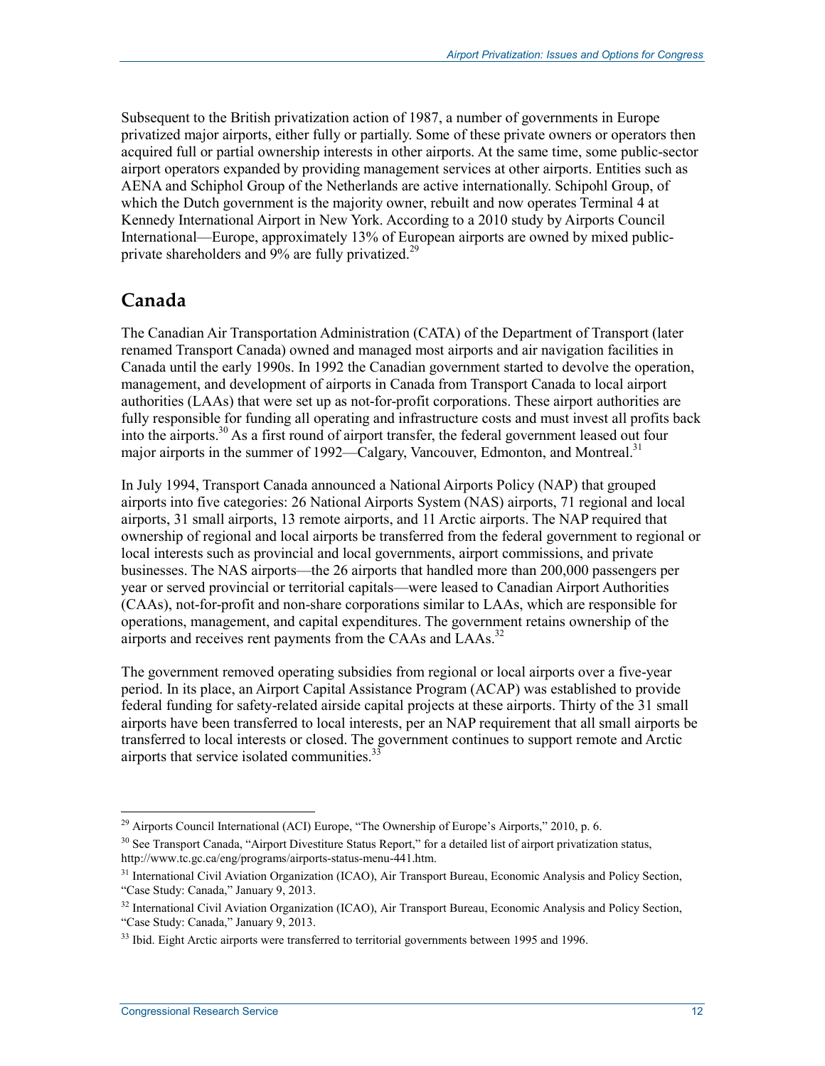Subsequent to the British privatization action of 1987, a number of governments in Europe privatized major airports, either fully or partially. Some of these private owners or operators then acquired full or partial ownership interests in other airports. At the same time, some public-sector airport operators expanded by providing management services at other airports. Entities such as AENA and Schiphol Group of the Netherlands are active internationally. Schipohl Group, of which the Dutch government is the majority owner, rebuilt and now operates Terminal 4 at Kennedy International Airport in New York. According to a 2010 study by Airports Council International—Europe, approximately 13% of European airports are owned by mixed public-private shareholders and 9% are fully privatized.[29]

## Canada

The Canadian Air Transportation Administration (CATA) of the Department of Transport (later renamed Transport Canada) owned and managed most airports and air navigation facilities in Canada until the early 1990s. In 1992 the Canadian government started to devolve the operation, management, and development of airports in Canada from Transport Canada to local airport authorities (LAAs) that were set up as not-for-profit corporations. These airport authorities are fully responsible for funding all operating and infrastructure costs and must invest all profits back into the airports.[30] As a first round of airport transfer, the federal government leased out four major airports in the summer of 1992—Calgary, Vancouver, Edmonton, and Montreal.[31]

In July 1994, Transport Canada announced a National Airports Policy (NAP) that grouped airports into five categories: 26 National Airports System (NAS) airports, 71 regional and local airports, 31 small airports, 13 remote airports, and 11 Arctic airports. The NAP required that ownership of regional and local airports be transferred from the federal government to regional or local interests such as provincial and local governments, airport commissions, and private businesses. The NAS airports—the 26 airports that handled more than 200,000 passengers per year or served provincial or territorial capitals—were leased to Canadian Airport Authorities (CAAs), not-for-profit and non-share corporations similar to LAAs, which are responsible for operations, management, and capital expenditures. The government retains ownership of the airports and receives rent payments from the CAAs and LAAs.[32]

The government removed operating subsidies from regional or local airports over a five-year period. In its place, an Airport Capital Assistance Program (ACAP) was established to provide federal funding for safety-related airside capital projects at these airports. Thirty of the 31 small airports have been transferred to local interests, per an NAP requirement that all small airports be transferred to local interests or closed. The government continues to support remote and Arctic airports that service isolated communities.[33]

---

[29] Airports Council International (ACI) Europe, "The Ownership of Europe's Airports," 2010, p. 6.

[30] See Transport Canada, "Airport Divestiture Status Report," for a detailed list of airport privatization status, http://www.tc.gc.ca/eng/programs/airports-status-menu-441.htm.

[31] International Civil Aviation Organization (ICAO), Air Transport Bureau, Economic Analysis and Policy Section, "Case Study: Canada," January 9, 2013.

[32] International Civil Aviation Organization (ICAO), Air Transport Bureau, Economic Analysis and Policy Section, "Case Study: Canada," January 9, 2013.

[33] Ibid. Eight Arctic airports were transferred to territorial governments between 1995 and 1996.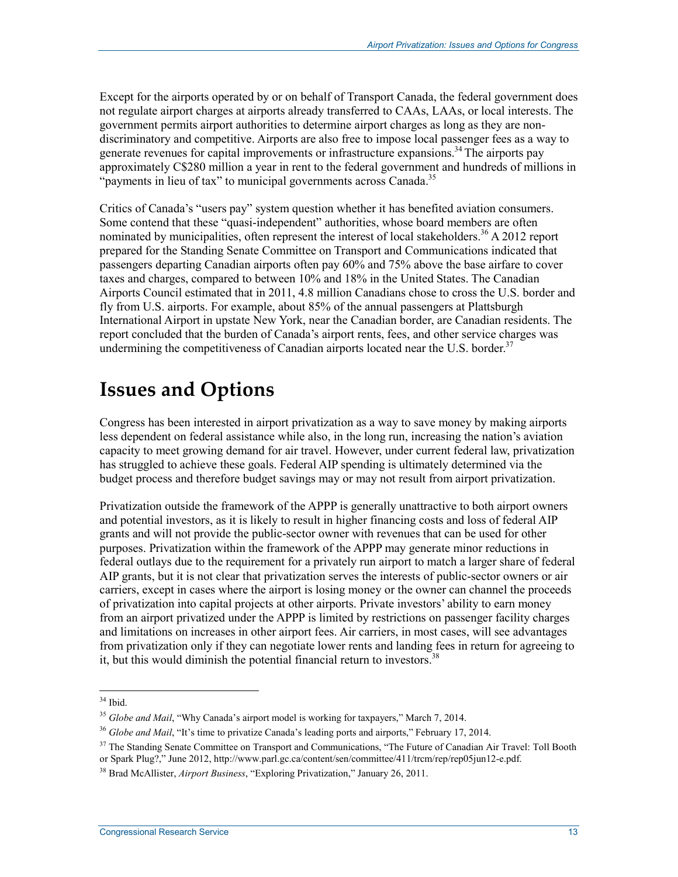Except for the airports operated by or on behalf of Transport Canada, the federal government does not regulate airport charges at airports already transferred to CAAs, LAAs, or local interests. The government permits airport authorities to determine airport charges as long as they are non-discriminatory and competitive. Airports are also free to impose local passenger fees as a way to generate revenues for capital improvements or infrastructure expansions.[34] The airports pay approximately C$280 million a year in rent to the federal government and hundreds of millions in "payments in lieu of tax" to municipal governments across Canada.[35]

Critics of Canada's "users pay" system question whether it has benefited aviation consumers. Some contend that these "quasi-independent" authorities, whose board members are often nominated by municipalities, often represent the interest of local stakeholders.[36] A 2012 report prepared for the Standing Senate Committee on Transport and Communications indicated that passengers departing Canadian airports often pay 60% and 75% above the base airfare to cover taxes and charges, compared to between 10% and 18% in the United States. The Canadian Airports Council estimated that in 2011, 4.8 million Canadians chose to cross the U.S. border and fly from U.S. airports. For example, about 85% of the annual passengers at Plattsburgh International Airport in upstate New York, near the Canadian border, are Canadian residents. The report concluded that the burden of Canada's airport rents, fees, and other service charges was undermining the competitiveness of Canadian airports located near the U.S. border.[37]

# Issues and Options

Congress has been interested in airport privatization as a way to save money by making airports less dependent on federal assistance while also, in the long run, increasing the nation's aviation capacity to meet growing demand for air travel. However, under current federal law, privatization has struggled to achieve these goals. Federal AIP spending is ultimately determined via the budget process and therefore budget savings may or may not result from airport privatization.

Privatization outside the framework of the APPP is generally unattractive to both airport owners and potential investors, as it is likely to result in higher financing costs and loss of federal AIP grants and will not provide the public-sector owner with revenues that can be used for other purposes. Privatization within the framework of the APPP may generate minor reductions in federal outlays due to the requirement for a privately run airport to match a larger share of federal AIP grants, but it is not clear that privatization serves the interests of public-sector owners or air carriers, except in cases where the airport is losing money or the owner can channel the proceeds of privatization into capital projects at other airports. Private investors' ability to earn money from an airport privatized under the APPP is limited by restrictions on passenger facility charges and limitations on increases in other airport fees. Air carriers, in most cases, will see advantages from privatization only if they can negotiate lower rents and landing fees in return for agreeing to it, but this would diminish the potential financial return to investors.[38]

---

[34] Ibid.

[35] *Globe and Mail*, "Why Canada's airport model is working for taxpayers," March 7, 2014.

[36] *Globe and Mail*, "It's time to privatize Canada's leading ports and airports," February 17, 2014.

[37] The Standing Senate Committee on Transport and Communications, "The Future of Canadian Air Travel: Toll Booth or Spark Plug?," June 2012, http://www.parl.gc.ca/content/sen/committee/411/trcm/rep/rep05jun12-e.pdf.

[38] Brad McAllister, *Airport Business*, "Exploring Privatization," January 26, 2011.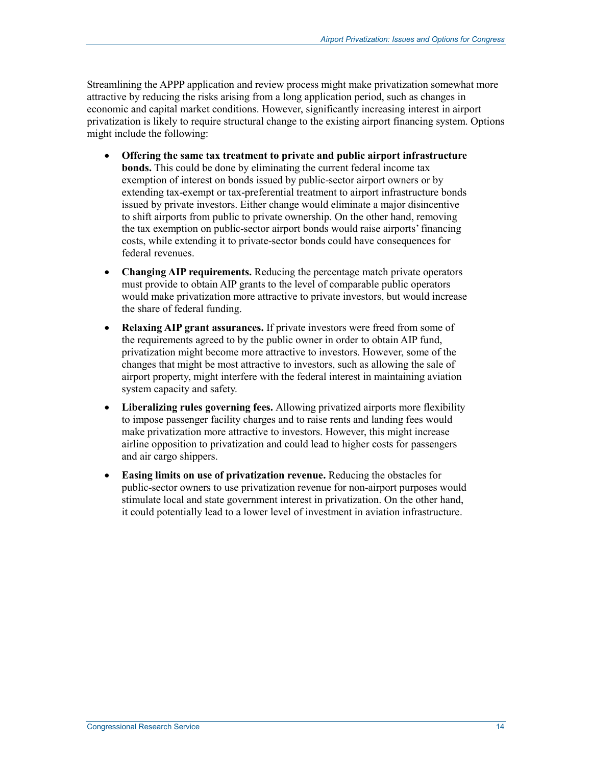Streamlining the APPP application and review process might make privatization somewhat more attractive by reducing the risks arising from a long application period, such as changes in economic and capital market conditions. However, significantly increasing interest in airport privatization is likely to require structural change to the existing airport financing system. Options might include the following:

- **Offering the same tax treatment to private and public airport infrastructure bonds.** This could be done by eliminating the current federal income tax exemption of interest on bonds issued by public-sector airport owners or by extending tax-exempt or tax-preferential treatment to airport infrastructure bonds issued by private investors. Either change would eliminate a major disincentive to shift airports from public to private ownership. On the other hand, removing the tax exemption on public-sector airport bonds would raise airports' financing costs, while extending it to private-sector bonds could have consequences for federal revenues.
- **Changing AIP requirements.** Reducing the percentage match private operators must provide to obtain AIP grants to the level of comparable public operators would make privatization more attractive to private investors, but would increase the share of federal funding.
- **Relaxing AIP grant assurances.** If private investors were freed from some of the requirements agreed to by the public owner in order to obtain AIP fund, privatization might become more attractive to investors. However, some of the changes that might be most attractive to investors, such as allowing the sale of airport property, might interfere with the federal interest in maintaining aviation system capacity and safety.
- **Liberalizing rules governing fees.** Allowing privatized airports more flexibility to impose passenger facility charges and to raise rents and landing fees would make privatization more attractive to investors. However, this might increase airline opposition to privatization and could lead to higher costs for passengers and air cargo shippers.
- **Easing limits on use of privatization revenue.** Reducing the obstacles for public-sector owners to use privatization revenue for non-airport purposes would stimulate local and state government interest in privatization. On the other hand, it could potentially lead to a lower level of investment in aviation infrastructure.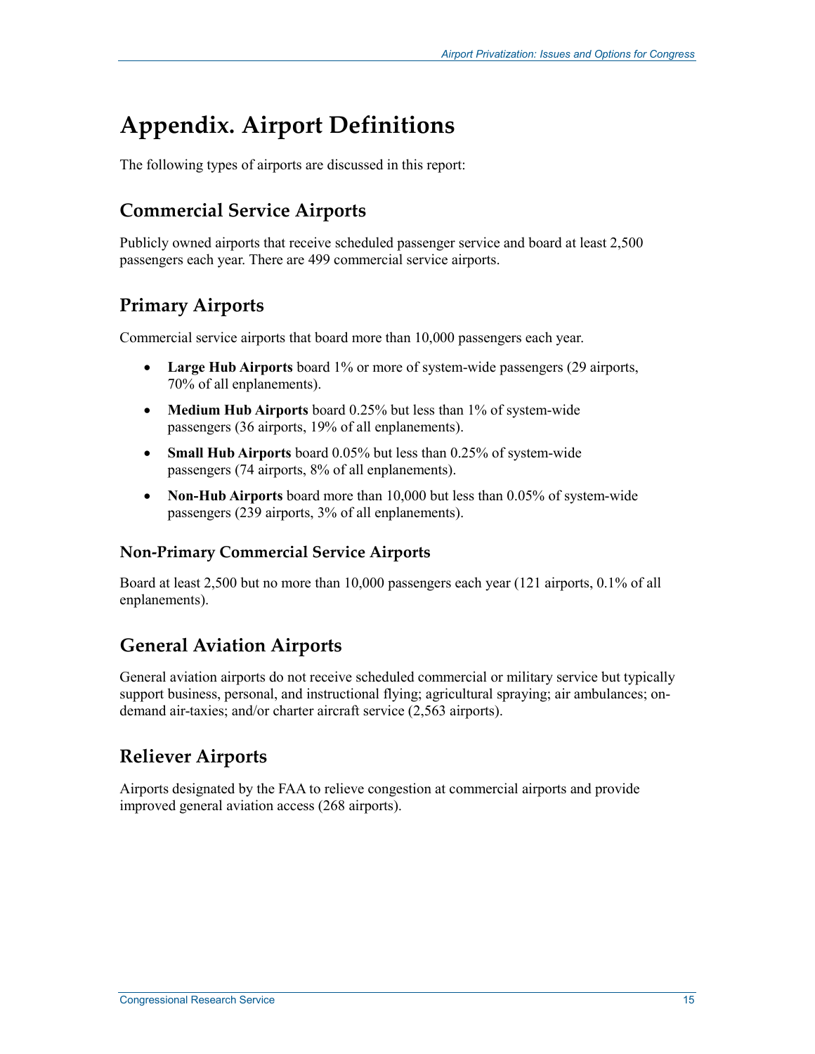# Appendix. Airport Definitions

The following types of airports are discussed in this report:

## Commercial Service Airports

Publicly owned airports that receive scheduled passenger service and board at least 2,500 passengers each year. There are 499 commercial service airports.

## Primary Airports

Commercial service airports that board more than 10,000 passengers each year.

- **Large Hub Airports** board 1% or more of system-wide passengers (29 airports, 70% of all enplanements).
- **Medium Hub Airports** board 0.25% but less than 1% of system-wide passengers (36 airports, 19% of all enplanements).
- **Small Hub Airports** board 0.05% but less than 0.25% of system-wide passengers (74 airports, 8% of all enplanements).
- **Non-Hub Airports** board more than 10,000 but less than 0.05% of system-wide passengers (239 airports, 3% of all enplanements).

### Non-Primary Commercial Service Airports

Board at least 2,500 but no more than 10,000 passengers each year (121 airports, 0.1% of all enplanements).

## General Aviation Airports

General aviation airports do not receive scheduled commercial or military service but typically support business, personal, and instructional flying; agricultural spraying; air ambulances; on-demand air-taxies; and/or charter aircraft service (2,563 airports).

## Reliever Airports

Airports designated by the FAA to relieve congestion at commercial airports and provide improved general aviation access (268 airports).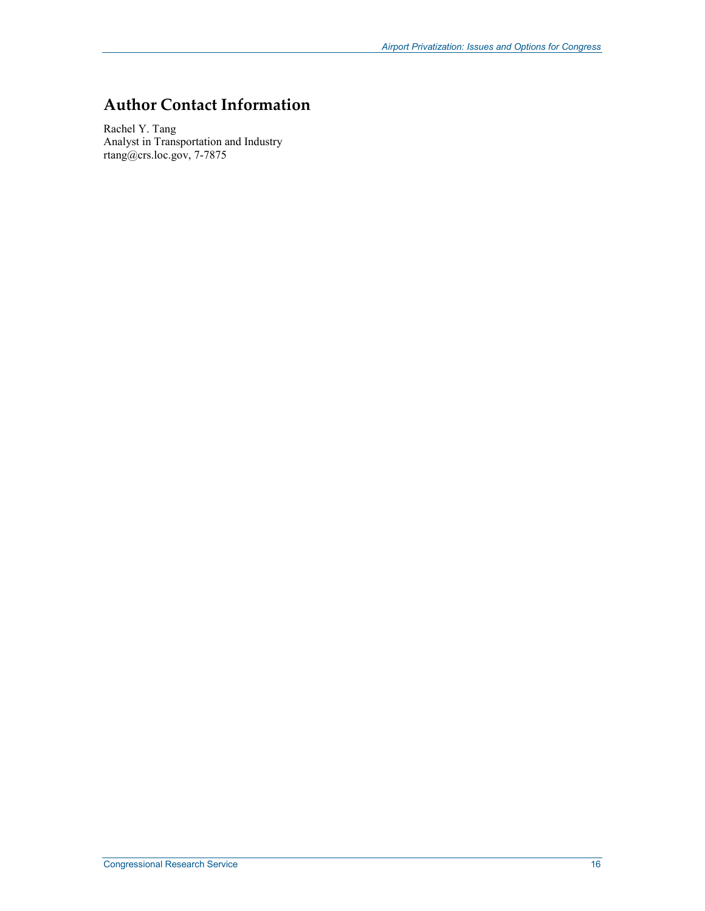## Author Contact Information

Rachel Y. Tang
Analyst in Transportation and Industry
rtang@crs.loc.gov, 7-7875